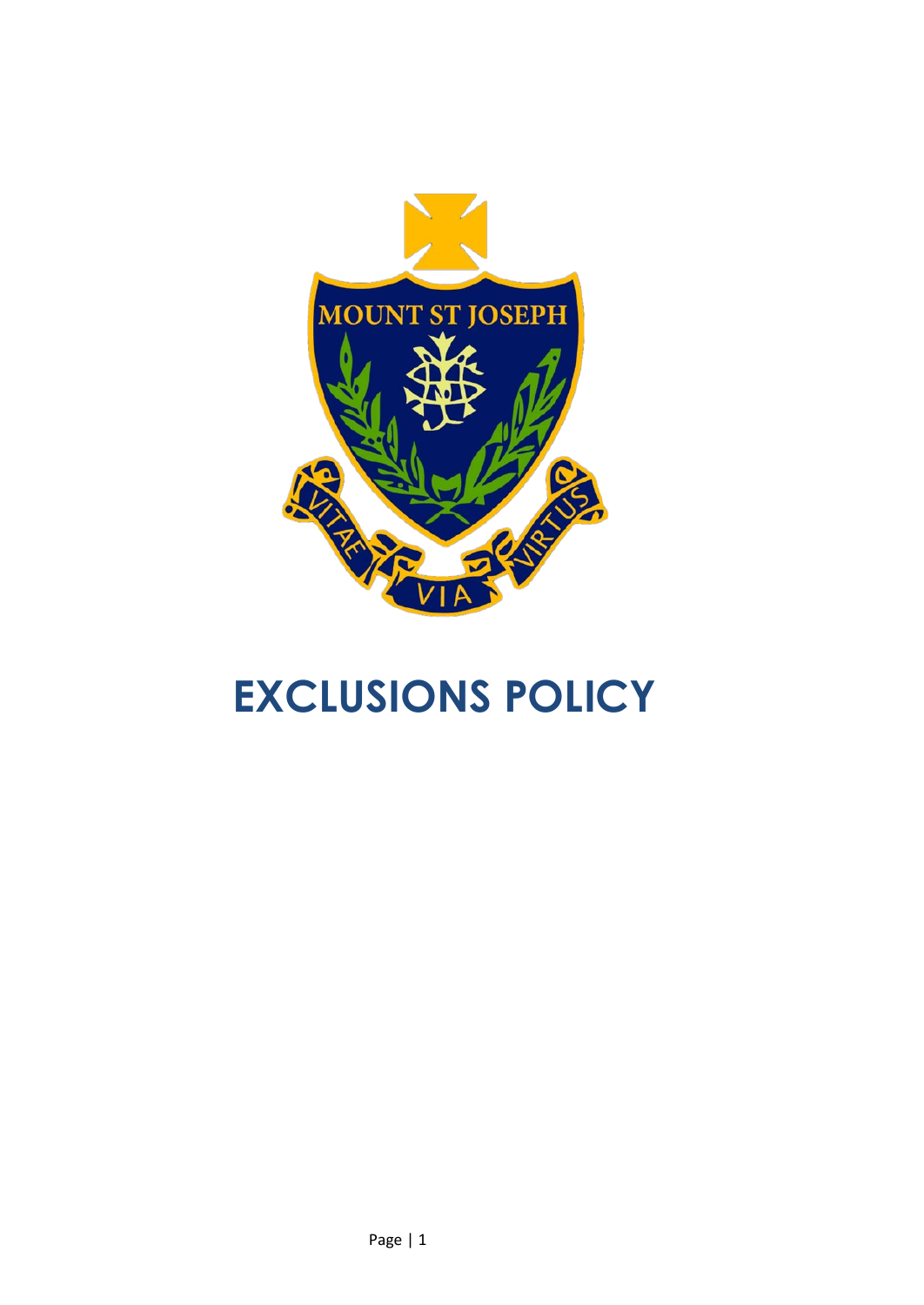# EXCLUSIONS POLICY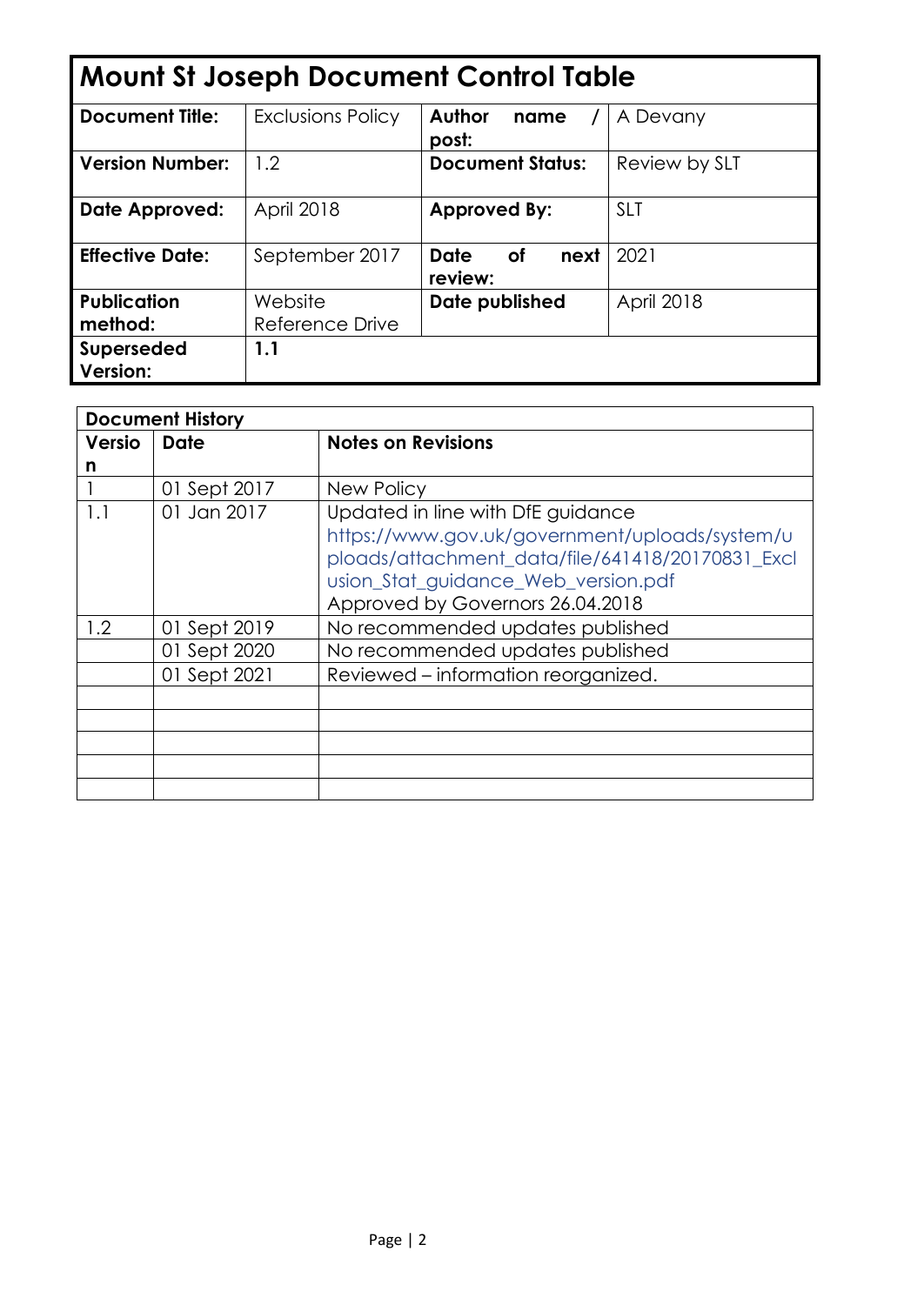| Mount St Joseph Document Control Table | | | |
|---|---|---|---|
| **Document Title:** | Exclusions Policy | **Author name / post:** | A Devany |
| **Version Number:** | 1.2 | **Document Status:** | Review by SLT |
| **Date Approved:** | April 2018 | **Approved By:** | SLT |
| **Effective Date:** | September 2017 | **Date of next review:** | 2021 |
| **Publication method:** | Website Reference Drive | **Date published** | April 2018 |
| **Superseded Version:** | **1.1** | | |

| Document History | | |
|---|---|---|
| **Version** | **Date** | **Notes on Revisions** |
| 1 | 01 Sept 2017 | New Policy |
| 1.1 | 01 Jan 2017 | Updated in line with DfE guidance https://www.gov.uk/government/uploads/system/uploads/attachment_data/file/641418/20170831_Exclusion_Stat_guidance_Web_version.pdf Approved by Governors 26.04.2018 |
| 1.2 | 01 Sept 2019 | No recommended updates published |
| | 01 Sept 2020 | No recommended updates published |
| | 01 Sept 2021 | Reviewed – information reorganized. |
| | | |
| | | |
| | | |
| | | |
| | | |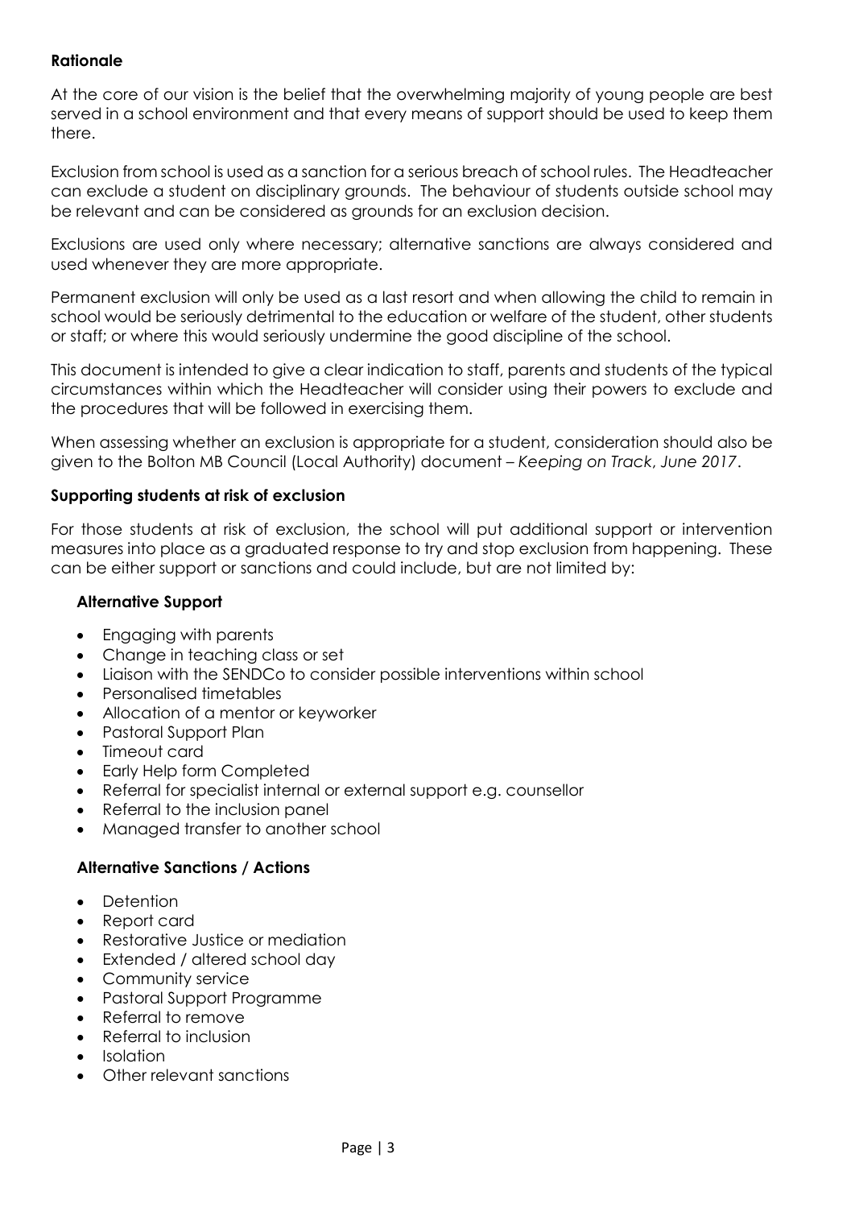**Rationale**

At the core of our vision is the belief that the overwhelming majority of young people are best served in a school environment and that every means of support should be used to keep them there.

Exclusion from school is used as a sanction for a serious breach of school rules. The Headteacher can exclude a student on disciplinary grounds. The behaviour of students outside school may be relevant and can be considered as grounds for an exclusion decision.

Exclusions are used only where necessary; alternative sanctions are always considered and used whenever they are more appropriate.

Permanent exclusion will only be used as a last resort and when allowing the child to remain in school would be seriously detrimental to the education or welfare of the student, other students or staff; or where this would seriously undermine the good discipline of the school.

This document is intended to give a clear indication to staff, parents and students of the typical circumstances within which the Headteacher will consider using their powers to exclude and the procedures that will be followed in exercising them.

When assessing whether an exclusion is appropriate for a student, consideration should also be given to the Bolton MB Council (Local Authority) document – *Keeping on Track*, *June 2017*.

**Supporting students at risk of exclusion**

For those students at risk of exclusion, the school will put additional support or intervention measures into place as a graduated response to try and stop exclusion from happening. These can be either support or sanctions and could include, but are not limited by:

**Alternative Support**

- Engaging with parents
- Change in teaching class or set
- Liaison with the SENDCo to consider possible interventions within school
- Personalised timetables
- Allocation of a mentor or keyworker
- Pastoral Support Plan
- Timeout card
- Early Help form Completed
- Referral for specialist internal or external support e.g. counsellor
- Referral to the inclusion panel
- Managed transfer to another school

**Alternative Sanctions / Actions**

- Detention
- Report card
- Restorative Justice or mediation
- Extended / altered school day
- Community service
- Pastoral Support Programme
- Referral to remove
- Referral to inclusion
- Isolation
- Other relevant sanctions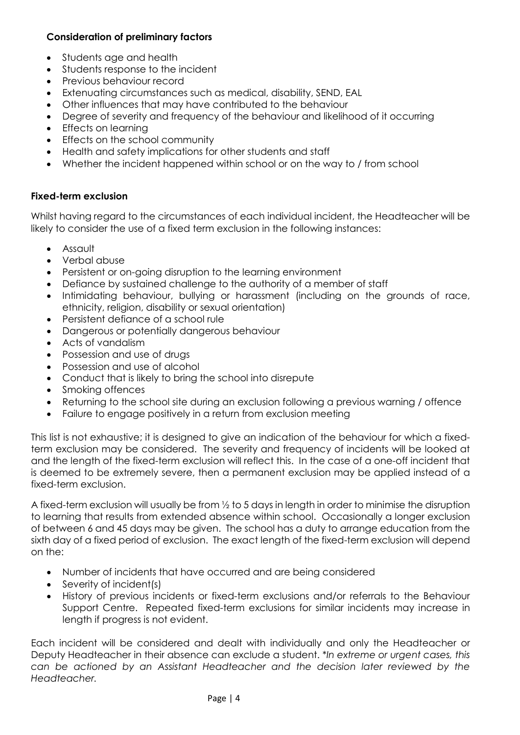**Consideration of preliminary factors**

- Students age and health
- Students response to the incident
- Previous behaviour record
- Extenuating circumstances such as medical, disability, SEND, EAL
- Other influences that may have contributed to the behaviour
- Degree of severity and frequency of the behaviour and likelihood of it occurring
- Effects on learning
- Effects on the school community
- Health and safety implications for other students and staff
- Whether the incident happened within school or on the way to / from school

**Fixed-term exclusion**

Whilst having regard to the circumstances of each individual incident, the Headteacher will be likely to consider the use of a fixed term exclusion in the following instances:

- Assault
- Verbal abuse
- Persistent or on-going disruption to the learning environment
- Defiance by sustained challenge to the authority of a member of staff
- Intimidating behaviour, bullying or harassment (including on the grounds of race, ethnicity, religion, disability or sexual orientation)
- Persistent defiance of a school rule
- Dangerous or potentially dangerous behaviour
- Acts of vandalism
- Possession and use of drugs
- Possession and use of alcohol
- Conduct that is likely to bring the school into disrepute
- Smoking offences
- Returning to the school site during an exclusion following a previous warning / offence
- Failure to engage positively in a return from exclusion meeting

This list is not exhaustive; it is designed to give an indication of the behaviour for which a fixed-term exclusion may be considered. The severity and frequency of incidents will be looked at and the length of the fixed-term exclusion will reflect this. In the case of a one-off incident that is deemed to be extremely severe, then a permanent exclusion may be applied instead of a fixed-term exclusion.

A fixed-term exclusion will usually be from ½ to 5 days in length in order to minimise the disruption to learning that results from extended absence within school. Occasionally a longer exclusion of between 6 and 45 days may be given. The school has a duty to arrange education from the sixth day of a fixed period of exclusion. The exact length of the fixed-term exclusion will depend on the:

- Number of incidents that have occurred and are being considered
- Severity of incident(s)
- History of previous incidents or fixed-term exclusions and/or referrals to the Behaviour Support Centre. Repeated fixed-term exclusions for similar incidents may increase in length if progress is not evident.

Each incident will be considered and dealt with individually and only the Headteacher or Deputy Headteacher in their absence can exclude a student. *\*In extreme or urgent cases, this can be actioned by an Assistant Headteacher and the decision later reviewed by the Headteacher.*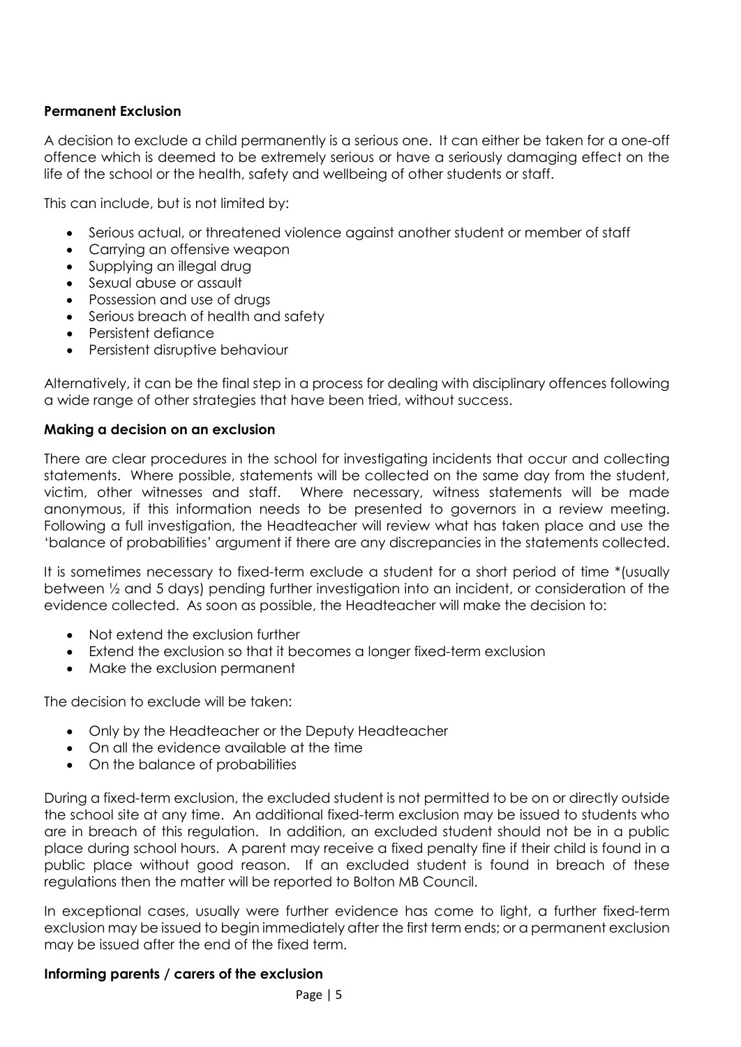**Permanent Exclusion**

A decision to exclude a child permanently is a serious one. It can either be taken for a one-off offence which is deemed to be extremely serious or have a seriously damaging effect on the life of the school or the health, safety and wellbeing of other students or staff.

This can include, but is not limited by:

- Serious actual, or threatened violence against another student or member of staff
- Carrying an offensive weapon
- Supplying an illegal drug
- Sexual abuse or assault
- Possession and use of drugs
- Serious breach of health and safety
- Persistent defiance
- Persistent disruptive behaviour

Alternatively, it can be the final step in a process for dealing with disciplinary offences following a wide range of other strategies that have been tried, without success.

**Making a decision on an exclusion**

There are clear procedures in the school for investigating incidents that occur and collecting statements. Where possible, statements will be collected on the same day from the student, victim, other witnesses and staff. Where necessary, witness statements will be made anonymous, if this information needs to be presented to governors in a review meeting. Following a full investigation, the Headteacher will review what has taken place and use the 'balance of probabilities' argument if there are any discrepancies in the statements collected.

It is sometimes necessary to fixed-term exclude a student for a short period of time *(usually between ½ and 5 days) pending further investigation into an incident, or consideration of the evidence collected. As soon as possible, the Headteacher will make the decision to:

- Not extend the exclusion further
- Extend the exclusion so that it becomes a longer fixed-term exclusion
- Make the exclusion permanent

The decision to exclude will be taken:

- Only by the Headteacher or the Deputy Headteacher
- On all the evidence available at the time
- On the balance of probabilities

During a fixed-term exclusion, the excluded student is not permitted to be on or directly outside the school site at any time. An additional fixed-term exclusion may be issued to students who are in breach of this regulation. In addition, an excluded student should not be in a public place during school hours. A parent may receive a fixed penalty fine if their child is found in a public place without good reason. If an excluded student is found in breach of these regulations then the matter will be reported to Bolton MB Council.

In exceptional cases, usually were further evidence has come to light, a further fixed-term exclusion may be issued to begin immediately after the first term ends; or a permanent exclusion may be issued after the end of the fixed term.

**Informing parents / carers of the exclusion**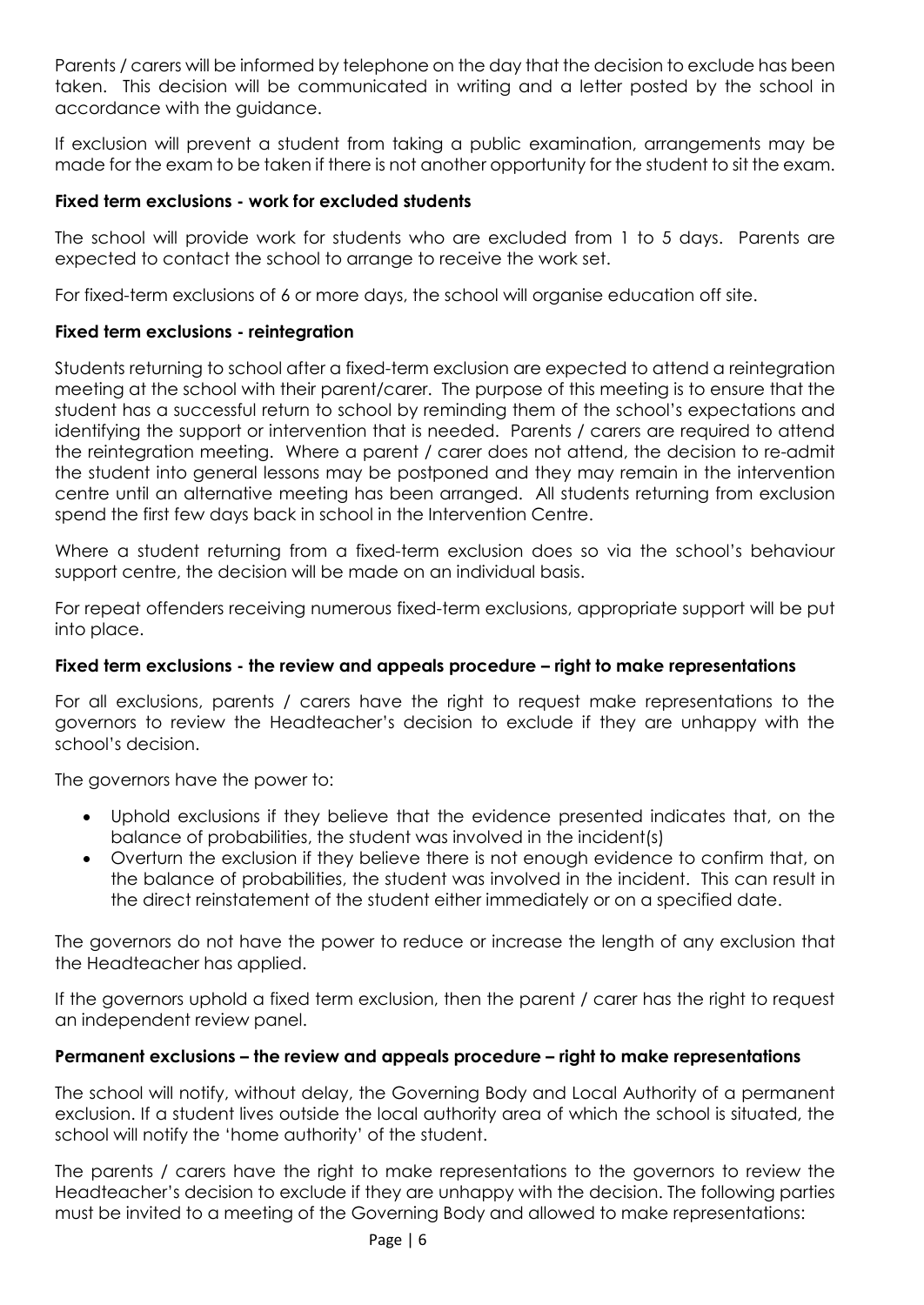Parents / carers will be informed by telephone on the day that the decision to exclude has been taken. This decision will be communicated in writing and a letter posted by the school in accordance with the guidance.

If exclusion will prevent a student from taking a public examination, arrangements may be made for the exam to be taken if there is not another opportunity for the student to sit the exam.

**Fixed term exclusions - work for excluded students**

The school will provide work for students who are excluded from 1 to 5 days. Parents are expected to contact the school to arrange to receive the work set.

For fixed-term exclusions of 6 or more days, the school will organise education off site.

**Fixed term exclusions - reintegration**

Students returning to school after a fixed-term exclusion are expected to attend a reintegration meeting at the school with their parent/carer. The purpose of this meeting is to ensure that the student has a successful return to school by reminding them of the school's expectations and identifying the support or intervention that is needed. Parents / carers are required to attend the reintegration meeting. Where a parent / carer does not attend, the decision to re-admit the student into general lessons may be postponed and they may remain in the intervention centre until an alternative meeting has been arranged. All students returning from exclusion spend the first few days back in school in the Intervention Centre.

Where a student returning from a fixed-term exclusion does so via the school's behaviour support centre, the decision will be made on an individual basis.

For repeat offenders receiving numerous fixed-term exclusions, appropriate support will be put into place.

**Fixed term exclusions - the review and appeals procedure – right to make representations**

For all exclusions, parents / carers have the right to request make representations to the governors to review the Headteacher's decision to exclude if they are unhappy with the school's decision.

The governors have the power to:

- Uphold exclusions if they believe that the evidence presented indicates that, on the balance of probabilities, the student was involved in the incident(s)
- Overturn the exclusion if they believe there is not enough evidence to confirm that, on the balance of probabilities, the student was involved in the incident. This can result in the direct reinstatement of the student either immediately or on a specified date.

The governors do not have the power to reduce or increase the length of any exclusion that the Headteacher has applied.

If the governors uphold a fixed term exclusion, then the parent / carer has the right to request an independent review panel.

**Permanent exclusions – the review and appeals procedure – right to make representations**

The school will notify, without delay, the Governing Body and Local Authority of a permanent exclusion. If a student lives outside the local authority area of which the school is situated, the school will notify the 'home authority' of the student.

The parents / carers have the right to make representations to the governors to review the Headteacher's decision to exclude if they are unhappy with the decision. The following parties must be invited to a meeting of the Governing Body and allowed to make representations: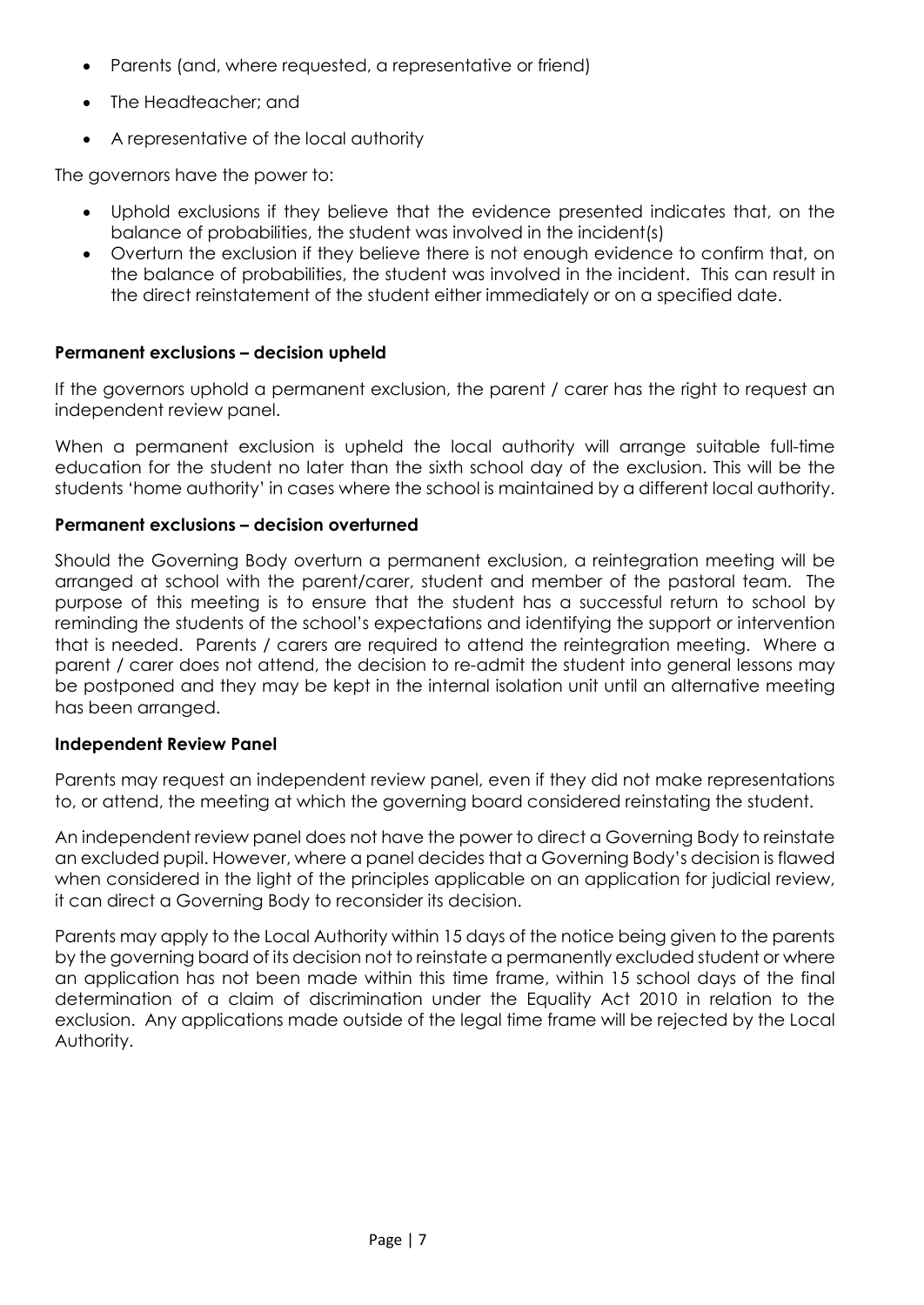- Parents (and, where requested, a representative or friend)
- The Headteacher; and
- A representative of the local authority

The governors have the power to:

- Uphold exclusions if they believe that the evidence presented indicates that, on the balance of probabilities, the student was involved in the incident(s)
- Overturn the exclusion if they believe there is not enough evidence to confirm that, on the balance of probabilities, the student was involved in the incident. This can result in the direct reinstatement of the student either immediately or on a specified date.

**Permanent exclusions – decision upheld**

If the governors uphold a permanent exclusion, the parent / carer has the right to request an independent review panel.

When a permanent exclusion is upheld the local authority will arrange suitable full-time education for the student no later than the sixth school day of the exclusion. This will be the students 'home authority' in cases where the school is maintained by a different local authority.

**Permanent exclusions – decision overturned**

Should the Governing Body overturn a permanent exclusion, a reintegration meeting will be arranged at school with the parent/carer, student and member of the pastoral team. The purpose of this meeting is to ensure that the student has a successful return to school by reminding the students of the school's expectations and identifying the support or intervention that is needed. Parents / carers are required to attend the reintegration meeting. Where a parent / carer does not attend, the decision to re-admit the student into general lessons may be postponed and they may be kept in the internal isolation unit until an alternative meeting has been arranged.

**Independent Review Panel**

Parents may request an independent review panel, even if they did not make representations to, or attend, the meeting at which the governing board considered reinstating the student.

An independent review panel does not have the power to direct a Governing Body to reinstate an excluded pupil. However, where a panel decides that a Governing Body's decision is flawed when considered in the light of the principles applicable on an application for judicial review, it can direct a Governing Body to reconsider its decision.

Parents may apply to the Local Authority within 15 days of the notice being given to the parents by the governing board of its decision not to reinstate a permanently excluded student or where an application has not been made within this time frame, within 15 school days of the final determination of a claim of discrimination under the Equality Act 2010 in relation to the exclusion. Any applications made outside of the legal time frame will be rejected by the Local Authority.